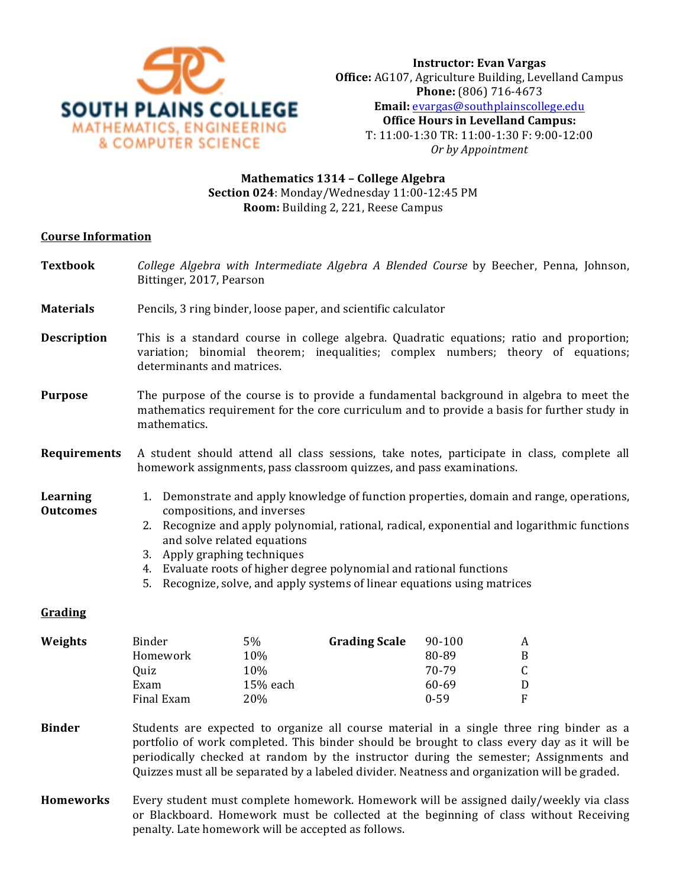SOUTH PLAINS COLLEGE
MATHEMATICS, ENGINEERING & COMPUTER SCIENCE

**Instructor: Evan Vargas**
**Office:** AG107, Agriculture Building, Levelland Campus
**Phone:** (806) 716-4673
**Email:** evargas@southplainscollege.edu
**Office Hours in Levelland Campus:**
T: 11:00-1:30 TR: 11:00-1:30 F: 9:00-12:00
*Or by Appointment*

**Mathematics 1314 – College Algebra**
**Section 024**: Monday/Wednesday 11:00-12:45 PM
**Room:** Building 2, 221, Reese Campus

## Course Information

**Textbook** *College Algebra with Intermediate Algebra A Blended Course* by Beecher, Penna, Johnson, Bittinger, 2017, Pearson

**Materials** Pencils, 3 ring binder, loose paper, and scientific calculator

**Description** This is a standard course in college algebra. Quadratic equations; ratio and proportion; variation; binomial theorem; inequalities; complex numbers; theory of equations; determinants and matrices.

**Purpose** The purpose of the course is to provide a fundamental background in algebra to meet the mathematics requirement for the core curriculum and to provide a basis for further study in mathematics.

**Requirements** A student should attend all class sessions, take notes, participate in class, complete all homework assignments, pass classroom quizzes, and pass examinations.

**Learning Outcomes**

1. Demonstrate and apply knowledge of function properties, domain and range, operations, compositions, and inverses
2. Recognize and apply polynomial, rational, radical, exponential and logarithmic functions and solve related equations
3. Apply graphing techniques
4. Evaluate roots of higher degree polynomial and rational functions
5. Recognize, solve, and apply systems of linear equations using matrices

## Grading

**Weights**

| Category | Weight |
|---|---|
| Binder | 5% |
| Homework | 10% |
| Quiz | 10% |
| Exam | 15% each |
| Final Exam | 20% |

**Grading Scale**

| Range | Grade |
|---|---|
| 90-100 | A |
| 80-89 | B |
| 70-79 | C |
| 60-69 | D |
| 0-59 | F |

**Binder** Students are expected to organize all course material in a single three ring binder as a portfolio of work completed. This binder should be brought to class every day as it will be periodically checked at random by the instructor during the semester; Assignments and Quizzes must all be separated by a labeled divider. Neatness and organization will be graded.

**Homeworks** Every student must complete homework. Homework will be assigned daily/weekly via class or Blackboard. Homework must be collected at the beginning of class without Receiving penalty. Late homework will be accepted as follows.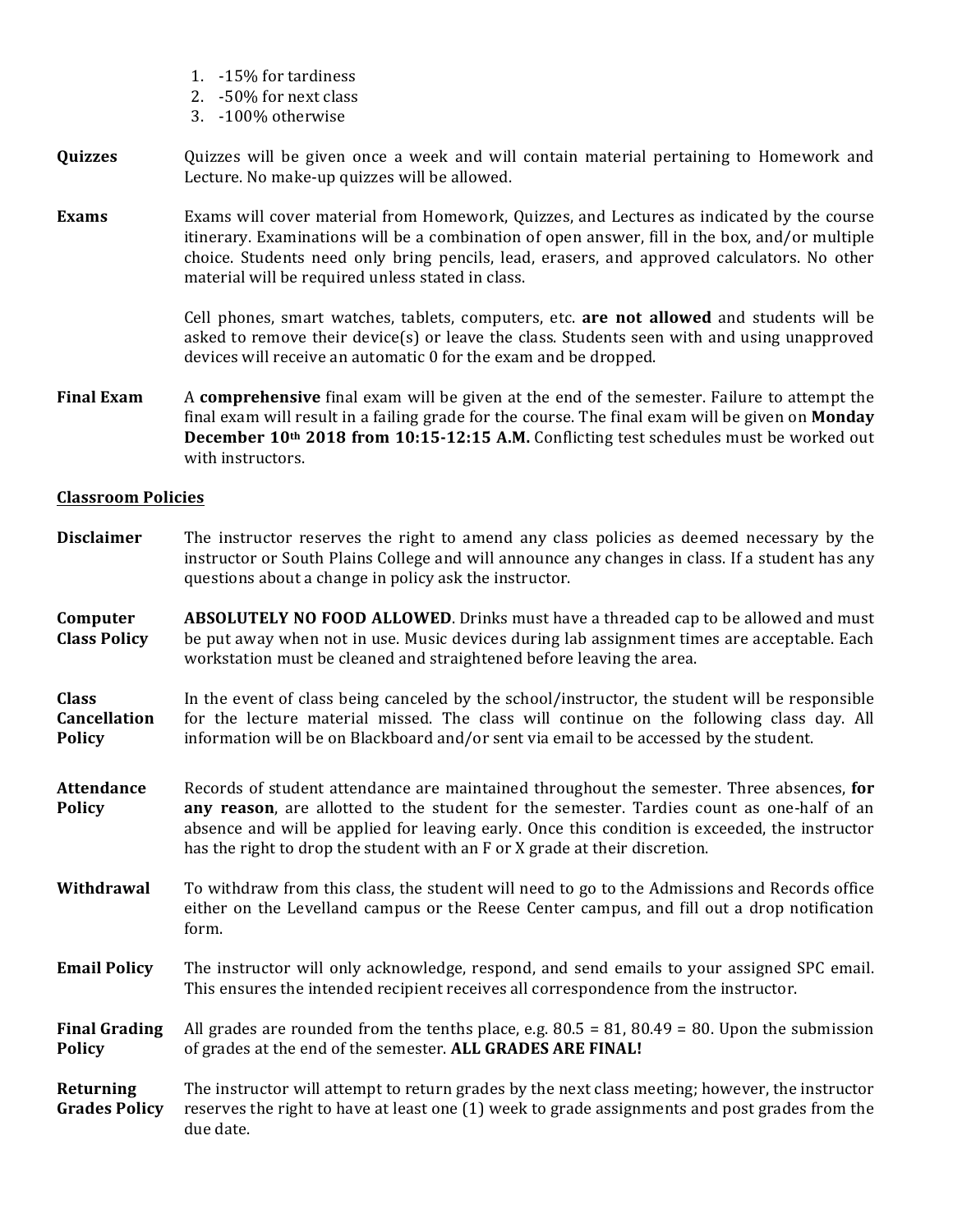1. -15% for tardiness
2. -50% for next class
3. -100% otherwise

**Quizzes** Quizzes will be given once a week and will contain material pertaining to Homework and Lecture. No make-up quizzes will be allowed.

**Exams** Exams will cover material from Homework, Quizzes, and Lectures as indicated by the course itinerary. Examinations will be a combination of open answer, fill in the box, and/or multiple choice. Students need only bring pencils, lead, erasers, and approved calculators. No other material will be required unless stated in class.

Cell phones, smart watches, tablets, computers, etc. **are not allowed** and students will be asked to remove their device(s) or leave the class. Students seen with and using unapproved devices will receive an automatic 0 for the exam and be dropped.

**Final Exam** A **comprehensive** final exam will be given at the end of the semester. Failure to attempt the final exam will result in a failing grade for the course. The final exam will be given on **Monday December 10th 2018 from 10:15-12:15 A.M.** Conflicting test schedules must be worked out with instructors.

## Classroom Policies

**Disclaimer** The instructor reserves the right to amend any class policies as deemed necessary by the instructor or South Plains College and will announce any changes in class. If a student has any questions about a change in policy ask the instructor.

**Computer Class Policy** **ABSOLUTELY NO FOOD ALLOWED**. Drinks must have a threaded cap to be allowed and must be put away when not in use. Music devices during lab assignment times are acceptable. Each workstation must be cleaned and straightened before leaving the area.

**Class Cancellation Policy** In the event of class being canceled by the school/instructor, the student will be responsible for the lecture material missed. The class will continue on the following class day. All information will be on Blackboard and/or sent via email to be accessed by the student.

**Attendance Policy** Records of student attendance are maintained throughout the semester. Three absences, **for any reason**, are allotted to the student for the semester. Tardies count as one-half of an absence and will be applied for leaving early. Once this condition is exceeded, the instructor has the right to drop the student with an F or X grade at their discretion.

**Withdrawal** To withdraw from this class, the student will need to go to the Admissions and Records office either on the Levelland campus or the Reese Center campus, and fill out a drop notification form.

**Email Policy** The instructor will only acknowledge, respond, and send emails to your assigned SPC email. This ensures the intended recipient receives all correspondence from the instructor.

**Final Grading Policy** All grades are rounded from the tenths place, e.g. 80.5 = 81, 80.49 = 80. Upon the submission of grades at the end of the semester. **ALL GRADES ARE FINAL!**

**Returning Grades Policy** The instructor will attempt to return grades by the next class meeting; however, the instructor reserves the right to have at least one (1) week to grade assignments and post grades from the due date.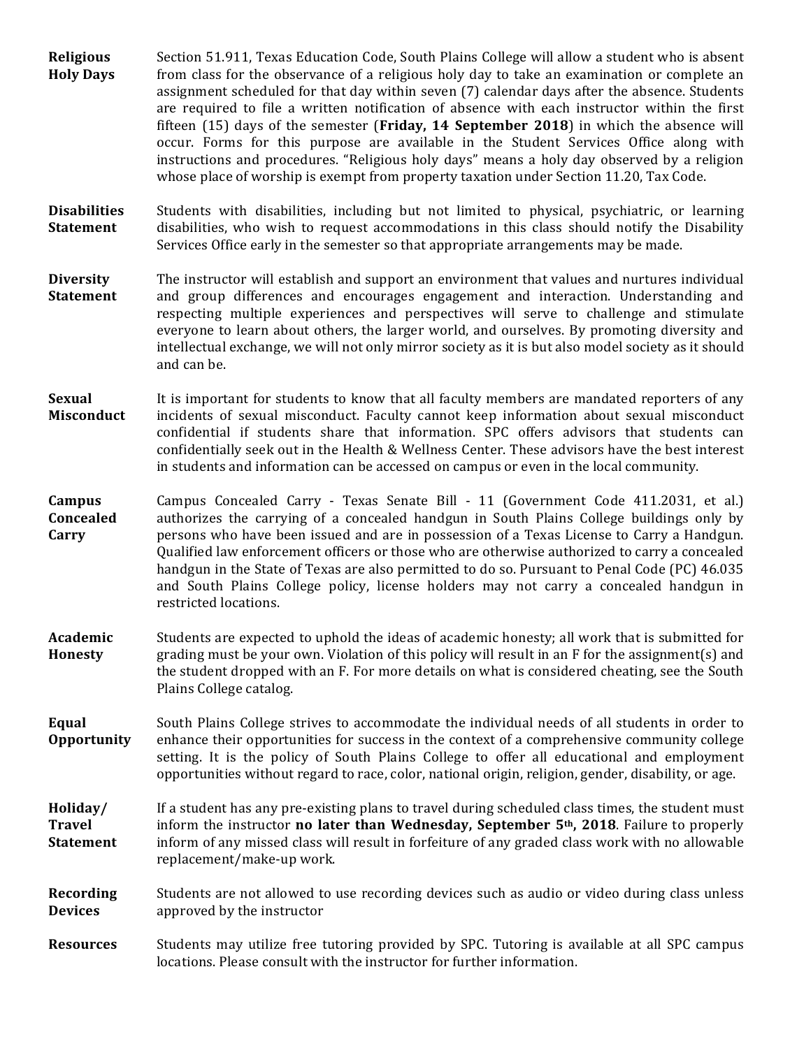**Religious Holy Days**

Section 51.911, Texas Education Code, South Plains College will allow a student who is absent from class for the observance of a religious holy day to take an examination or complete an assignment scheduled for that day within seven (7) calendar days after the absence. Students are required to file a written notification of absence with each instructor within the first fifteen (15) days of the semester (**Friday, 14 September 2018**) in which the absence will occur. Forms for this purpose are available in the Student Services Office along with instructions and procedures. "Religious holy days" means a holy day observed by a religion whose place of worship is exempt from property taxation under Section 11.20, Tax Code.

**Disabilities Statement**

Students with disabilities, including but not limited to physical, psychiatric, or learning disabilities, who wish to request accommodations in this class should notify the Disability Services Office early in the semester so that appropriate arrangements may be made.

**Diversity Statement**

The instructor will establish and support an environment that values and nurtures individual and group differences and encourages engagement and interaction. Understanding and respecting multiple experiences and perspectives will serve to challenge and stimulate everyone to learn about others, the larger world, and ourselves. By promoting diversity and intellectual exchange, we will not only mirror society as it is but also model society as it should and can be.

**Sexual Misconduct**

It is important for students to know that all faculty members are mandated reporters of any incidents of sexual misconduct. Faculty cannot keep information about sexual misconduct confidential if students share that information. SPC offers advisors that students can confidentially seek out in the Health & Wellness Center. These advisors have the best interest in students and information can be accessed on campus or even in the local community.

**Campus Concealed Carry**

Campus Concealed Carry - Texas Senate Bill - 11 (Government Code 411.2031, et al.) authorizes the carrying of a concealed handgun in South Plains College buildings only by persons who have been issued and are in possession of a Texas License to Carry a Handgun. Qualified law enforcement officers or those who are otherwise authorized to carry a concealed handgun in the State of Texas are also permitted to do so. Pursuant to Penal Code (PC) 46.035 and South Plains College policy, license holders may not carry a concealed handgun in restricted locations.

**Academic Honesty**

Students are expected to uphold the ideas of academic honesty; all work that is submitted for grading must be your own. Violation of this policy will result in an F for the assignment(s) and the student dropped with an F. For more details on what is considered cheating, see the South Plains College catalog.

**Equal Opportunity**

South Plains College strives to accommodate the individual needs of all students in order to enhance their opportunities for success in the context of a comprehensive community college setting. It is the policy of South Plains College to offer all educational and employment opportunities without regard to race, color, national origin, religion, gender, disability, or age.

**Holiday/ Travel Statement**

If a student has any pre-existing plans to travel during scheduled class times, the student must inform the instructor **no later than Wednesday, September 5th, 2018**. Failure to properly inform of any missed class will result in forfeiture of any graded class work with no allowable replacement/make-up work.

**Recording Devices**

Students are not allowed to use recording devices such as audio or video during class unless approved by the instructor

**Resources**

Students may utilize free tutoring provided by SPC. Tutoring is available at all SPC campus locations. Please consult with the instructor for further information.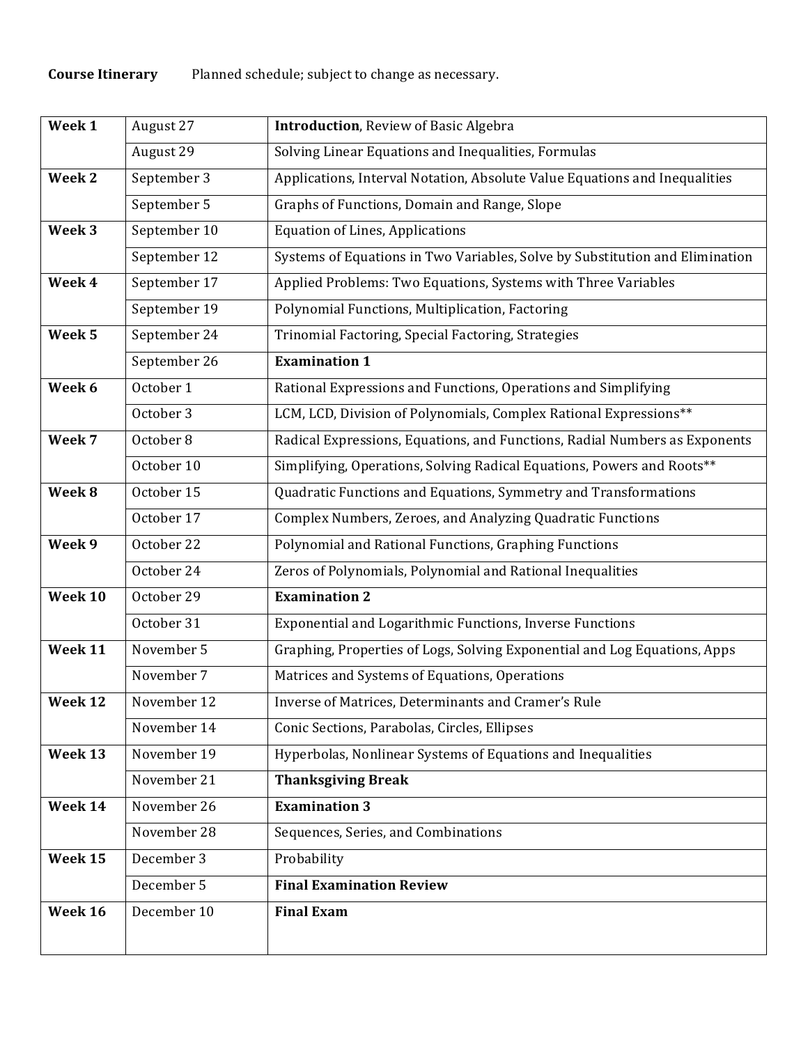**Course Itinerary** Planned schedule; subject to change as necessary.

| | | |
|---|---|---|
| **Week 1** | August 27 | **Introduction**, Review of Basic Algebra |
| | August 29 | Solving Linear Equations and Inequalities, Formulas |
| **Week 2** | September 3 | Applications, Interval Notation, Absolute Value Equations and Inequalities |
| | September 5 | Graphs of Functions, Domain and Range, Slope |
| **Week 3** | September 10 | Equation of Lines, Applications |
| | September 12 | Systems of Equations in Two Variables, Solve by Substitution and Elimination |
| **Week 4** | September 17 | Applied Problems: Two Equations, Systems with Three Variables |
| | September 19 | Polynomial Functions, Multiplication, Factoring |
| **Week 5** | September 24 | Trinomial Factoring, Special Factoring, Strategies |
| | September 26 | **Examination 1** |
| **Week 6** | October 1 | Rational Expressions and Functions, Operations and Simplifying |
| | October 3 | LCM, LCD, Division of Polynomials, Complex Rational Expressions** |
| **Week 7** | October 8 | Radical Expressions, Equations, and Functions, Radial Numbers as Exponents |
| | October 10 | Simplifying, Operations, Solving Radical Equations, Powers and Roots** |
| **Week 8** | October 15 | Quadratic Functions and Equations, Symmetry and Transformations |
| | October 17 | Complex Numbers, Zeroes, and Analyzing Quadratic Functions |
| **Week 9** | October 22 | Polynomial and Rational Functions, Graphing Functions |
| | October 24 | Zeros of Polynomials, Polynomial and Rational Inequalities |
| **Week 10** | October 29 | **Examination 2** |
| | October 31 | Exponential and Logarithmic Functions, Inverse Functions |
| **Week 11** | November 5 | Graphing, Properties of Logs, Solving Exponential and Log Equations, Apps |
| | November 7 | Matrices and Systems of Equations, Operations |
| **Week 12** | November 12 | Inverse of Matrices, Determinants and Cramer's Rule |
| | November 14 | Conic Sections, Parabolas, Circles, Ellipses |
| **Week 13** | November 19 | Hyperbolas, Nonlinear Systems of Equations and Inequalities |
| | November 21 | **Thanksgiving Break** |
| **Week 14** | November 26 | **Examination 3** |
| | November 28 | Sequences, Series, and Combinations |
| **Week 15** | December 3 | Probability |
| | December 5 | **Final Examination Review** |
| **Week 16** | December 10 | **Final Exam** |